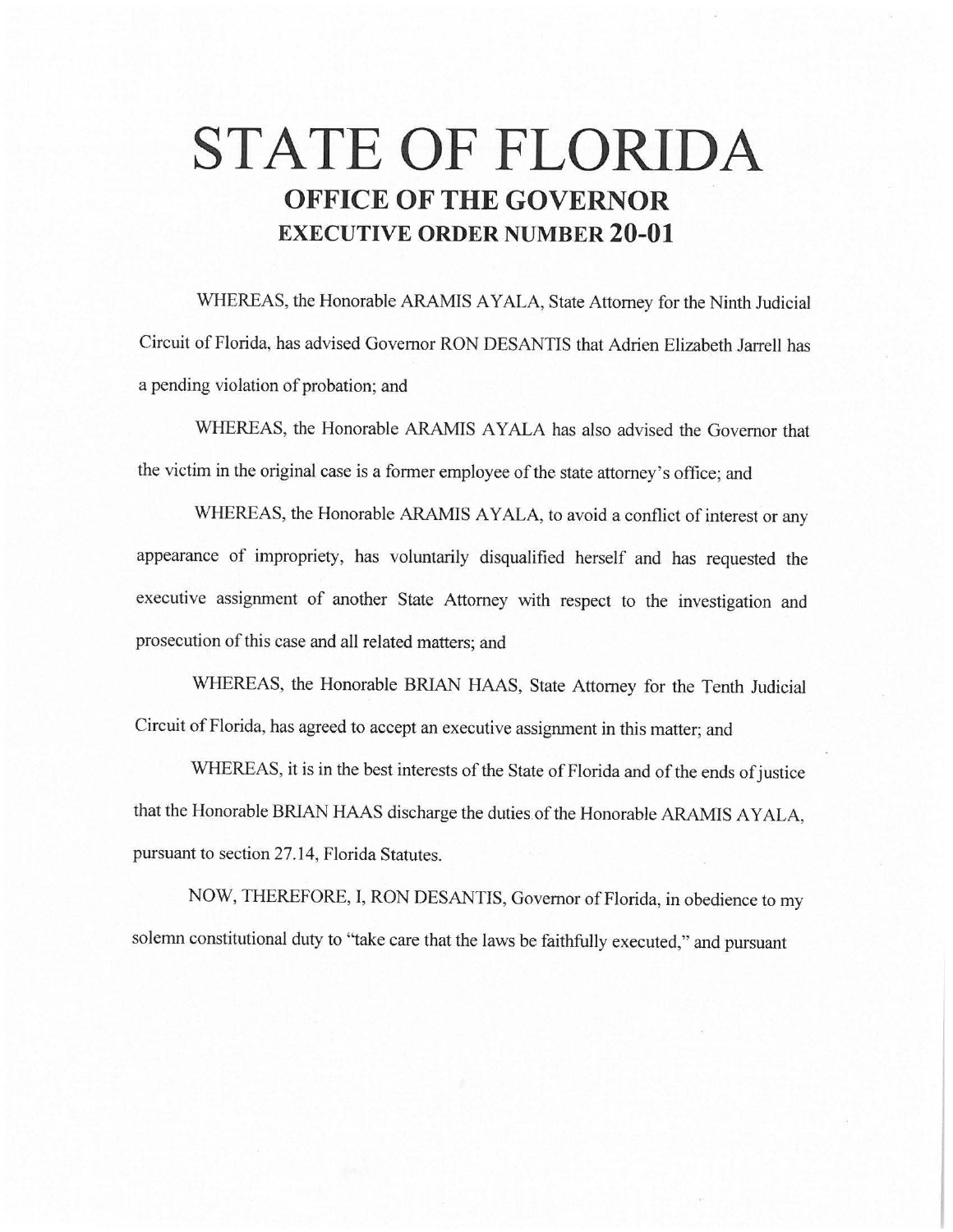# STATE OF FLORIDA

## OFFICE OF THE GOVERNOR

## EXECUTIVE ORDER NUMBER 20-01

WHEREAS, the Honorable ARAMIS AYALA, State Attorney for the Ninth Judicial Circuit of Florida, has advised Governor RON DESANTIS that Adrien Elizabeth Jarrell has a pending violation of probation; and

WHEREAS, the Honorable ARAMIS AYALA has also advised the Governor that the victim in the original case is a former employee of the state attorney's office; and

WHEREAS, the Honorable ARAMIS AYALA, to avoid a conflict of interest or any appearance of impropriety, has voluntarily disqualified herself and has requested the executive assignment of another State Attorney with respect to the investigation and prosecution of this case and all related matters; and

WHEREAS, the Honorable BRIAN HAAS, State Attorney for the Tenth Judicial Circuit of Florida, has agreed to accept an executive assignment in this matter; and

WHEREAS, it is in the best interests of the State of Florida and of the ends of justice that the Honorable BRIAN HAAS discharge the duties of the Honorable ARAMIS AYALA, pursuant to section 27.14, Florida Statutes.

NOW, THEREFORE, I, RON DESANTIS, Governor of Florida, in obedience to my solemn constitutional duty to "take care that the laws be faithfully executed," and pursuant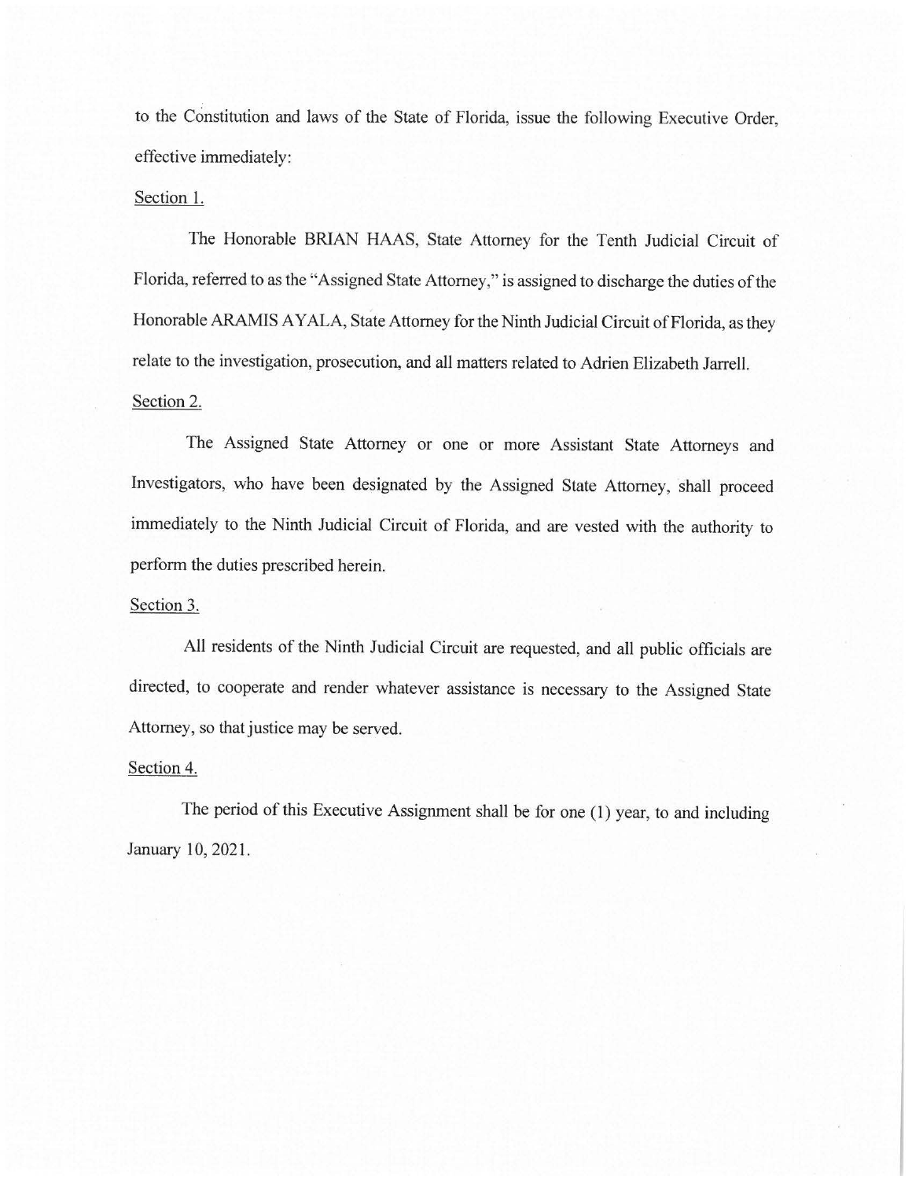to the Constitution and laws of the State of Florida, issue the following Executive Order, effective immediately:

<u>Section 1.</u>

The Honorable BRIAN HAAS, State Attorney for the Tenth Judicial Circuit of Florida, referred to as the "Assigned State Attorney," is assigned to discharge the duties of the Honorable ARAMIS AYALA, State Attorney for the Ninth Judicial Circuit of Florida, as they relate to the investigation, prosecution, and all matters related to Adrien Elizabeth Jarrell.

<u>Section 2.</u>

The Assigned State Attorney or one or more Assistant State Attorneys and Investigators, who have been designated by the Assigned State Attorney, shall proceed immediately to the Ninth Judicial Circuit of Florida, and are vested with the authority to perform the duties prescribed herein.

<u>Section 3.</u>

All residents of the Ninth Judicial Circuit are requested, and all public officials are directed, to cooperate and render whatever assistance is necessary to the Assigned State Attorney, so that justice may be served.

<u>Section 4.</u>

The period of this Executive Assignment shall be for one (1) year, to and including January 10, 2021.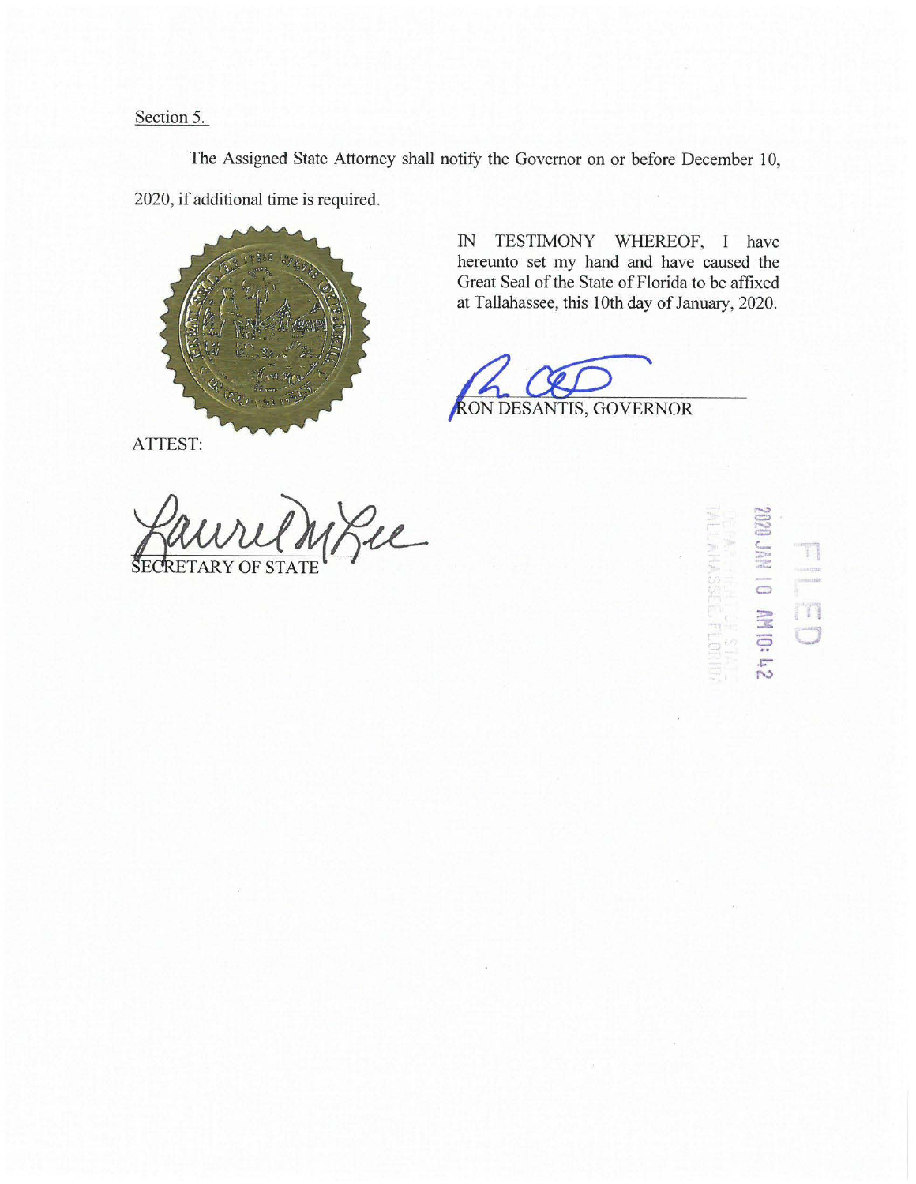Section 5.

The Assigned State Attorney shall notify the Governor on or before December 10, 2020, if additional time is required.

IN TESTIMONY WHEREOF, I have hereunto set my hand and have caused the Great Seal of the State of Florida to be affixed at Tallahassee, this 10th day of January, 2020.

RON DESANTIS, GOVERNOR

ATTEST:

SECRETARY OF STATE

FILED

2020 JAN 10 AM 10:42

DEPARTMENT OF STATE
TALLAHASSEE, FLORIDA